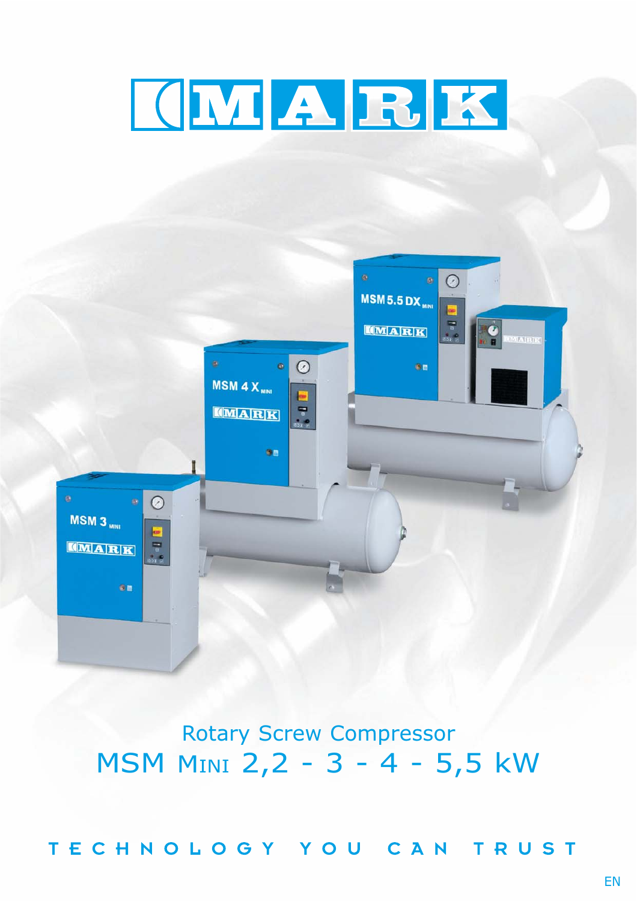# MARK

Rotary Screw Compressor

## MSM MINI 2,2 - 3 - 4 - 5,5 kW

TECHNOLOGY YOU CAN TRUST

EN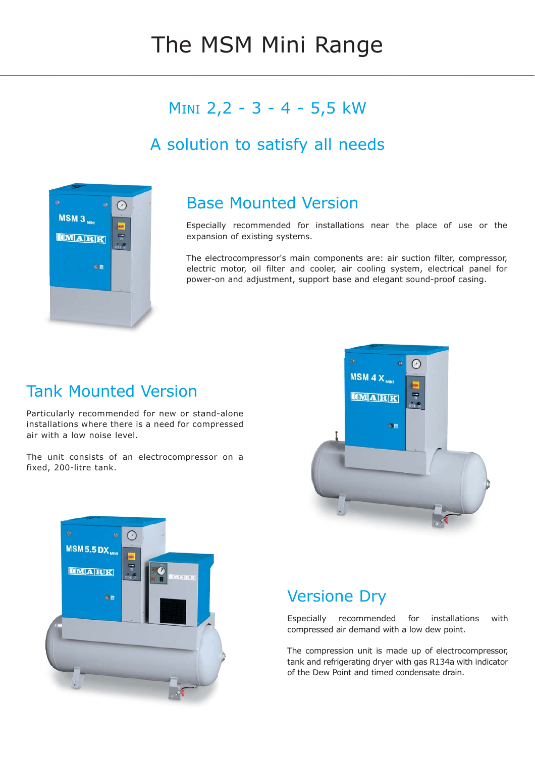# The MSM Mini Range

## Mini 2,2 - 3 - 4 - 5,5 kW

## A solution to satisfy all needs

### Base Mounted Version

Especially recommended for installations near the place of use or the expansion of existing systems.

The electrocompressor's main components are: air suction filter, compressor, electric motor, oil filter and cooler, air cooling system, electrical panel for power-on and adjustment, support base and elegant sound-proof casing.

### Tank Mounted Version

Particularly recommended for new or stand-alone installations where there is a need for compressed air with a low noise level.

The unit consists of an electrocompressor on a fixed, 200-litre tank.

### Versione Dry

Especially recommended for installations with compressed air demand with a low dew point.

The compression unit is made up of electrocompressor, tank and refrigerating dryer with gas R134a with indicator of the Dew Point and timed condensate drain.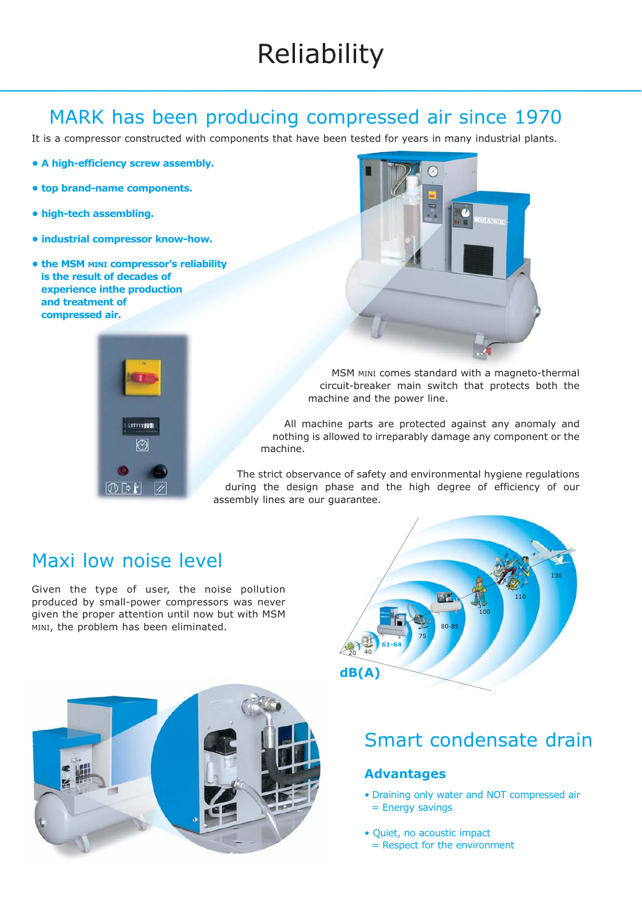# Reliability

## MARK has been producing compressed air since 1970

It is a compressor constructed with components that have been tested for years in many industrial plants.

- **A high-efficiency screw assembly.**
- **top brand-name components.**
- **high-tech assembling.**
- **industrial compressor know-how.**
- **the MSM MINI compressor's reliability is the result of decades of experience inthe production and treatment of compressed air.**

MSM MINI comes standard with a magneto-thermal circuit-breaker main switch that protects both the machine and the power line.

All machine parts are protected against any anomaly and nothing is allowed to irreparably damage any component or the machine.

The strict observance of safety and environmental hygiene regulations during the design phase and the high degree of efficiency of our assembly lines are our guarantee.

## Maxi low noise level

Given the type of user, the noise pollution produced by small-power compressors was never given the proper attention until now but with MSM MINI, the problem has been eliminated.

20 40 61-64 75 80-85 100 110 130

dB(A)

## Smart condensate drain

### Advantages

- Draining only water and NOT compressed air
  = Energy savings
- Quiet, no acoustic impact
  = Respect for the environment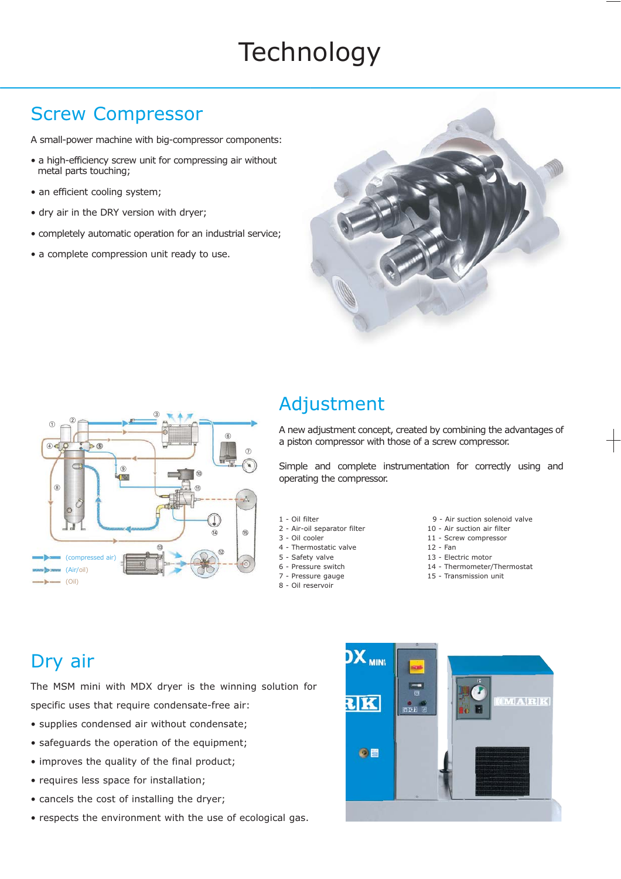# Technology

## Screw Compressor

A small-power machine with big-compressor components:

- a high-efficiency screw unit for compressing air without metal parts touching;
- an efficient cooling system;
- dry air in the DRY version with dryer;
- completely automatic operation for an industrial service;
- a complete compression unit ready to use.

(compressed air)
(Air/oil)
(Oil)

## Adjustment

A new adjustment concept, created by combining the advantages of a piston compressor with those of a screw compressor.

Simple and complete instrumentation for correctly using and operating the compressor.

1 - Oil filter
2 - Air-oil separator filter
3 - Oil cooler
4 - Thermostatic valve
5 - Safety valve
6 - Pressure switch
7 - Pressure gauge
8 - Oil reservoir
9 - Air suction solenoid valve
10 - Air suction air filter
11 - Screw compressor
12 - Fan
13 - Electric motor
14 - Thermometer/Thermostat
15 - Transmission unit

## Dry air

The MSM mini with MDX dryer is the winning solution for specific uses that require condensate-free air:

- supplies condensed air without condensate;
- safeguards the operation of the equipment;
- improves the quality of the final product;
- requires less space for installation;
- cancels the cost of installing the dryer;
- respects the environment with the use of ecological gas.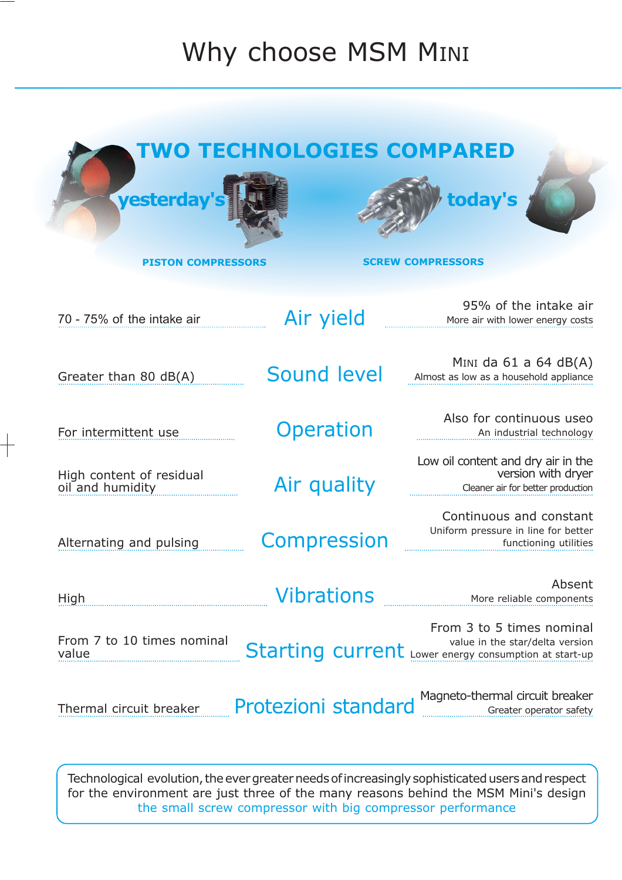# Why choose MSM MINI

## TWO TECHNOLOGIES COMPARED

| yesterday's PISTON COMPRESSORS | | today's SCREW COMPRESSORS |
|---|---|---|
| 70 - 75% of the intake air | Air yield | 95% of the intake air<br>More air with lower energy costs |
| Greater than 80 dB(A) | Sound level | MINI da 61 a 64 dB(A)<br>Almost as low as a household appliance |
| For intermittent use | Operation | Also for continuous useo<br>An industrial technology |
| High content of residual oil and humidity | Air quality | Low oil content and dry air in the version with dryer<br>Cleaner air for better production |
| Alternating and pulsing | Compression | Continuous and constant<br>Uniform pressure in line for better functioning utilities |
| High | Vibrations | Absent<br>More reliable components |
| From 7 to 10 times nominal value | Starting current | From 3 to 5 times nominal value in the star/delta version<br>Lower energy consumption at start-up |
| Thermal circuit breaker | Protezioni standard | Magneto-thermal circuit breaker<br>Greater operator safety |

Technological evolution, the ever greater needs of increasingly sophisticated users and respect for the environment are just three of the many reasons behind the MSM Mini's design
the small screw compressor with big compressor performance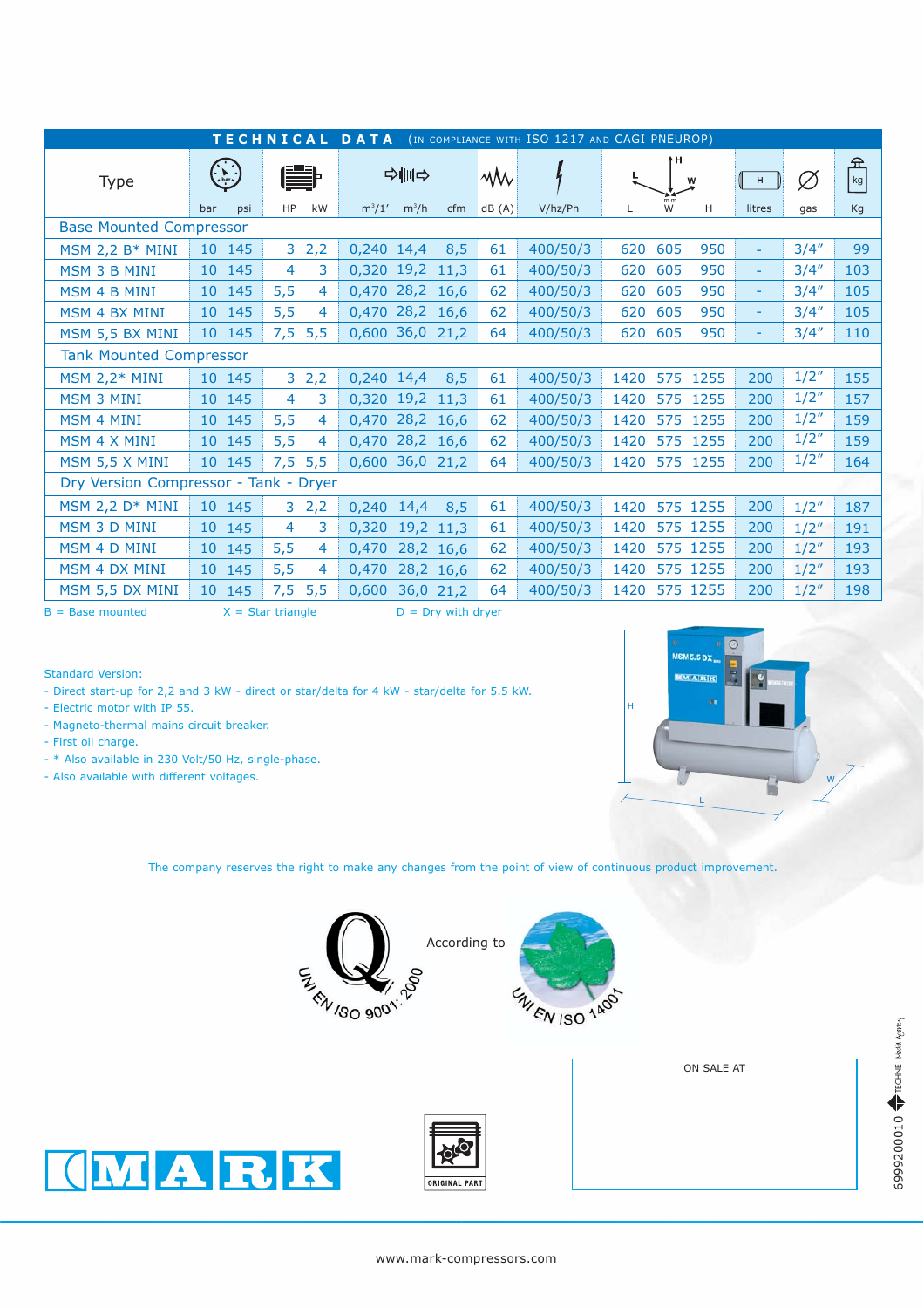## TECHNICAL DATA (IN COMPLIANCE WITH ISO 1217 AND CAGI PNEUROP)

| Type | bar | psi | HP | kW | m³/1' | m³/h | cfm | dB (A) | V/hz/Ph | L | W | H | litres | gas | Kg |
|---|---|---|---|---|---|---|---|---|---|---|---|---|---|---|---|
| **Base Mounted Compressor** | | | | | | | | | | | | | | | |
| MSM 2,2 B* MINI | 10 | 145 | 3 | 2,2 | 0,240 | 14,4 | 8,5 | 61 | 400/50/3 | 620 | 605 | 950 | - | 3/4" | 99 |
| MSM 3 B MINI | 10 | 145 | 4 | 3 | 0,320 | 19,2 | 11,3 | 61 | 400/50/3 | 620 | 605 | 950 | - | 3/4" | 103 |
| MSM 4 B MINI | 10 | 145 | 5,5 | 4 | 0,470 | 28,2 | 16,6 | 62 | 400/50/3 | 620 | 605 | 950 | - | 3/4" | 105 |
| MSM 4 BX MINI | 10 | 145 | 5,5 | 4 | 0,470 | 28,2 | 16,6 | 62 | 400/50/3 | 620 | 605 | 950 | - | 3/4" | 105 |
| MSM 5,5 BX MINI | 10 | 145 | 7,5 | 5,5 | 0,600 | 36,0 | 21,2 | 64 | 400/50/3 | 620 | 605 | 950 | - | 3/4" | 110 |
| **Tank Mounted Compressor** | | | | | | | | | | | | | | | |
| MSM 2,2* MINI | 10 | 145 | 3 | 2,2 | 0,240 | 14,4 | 8,5 | 61 | 400/50/3 | 1420 | 575 | 1255 | 200 | 1/2" | 155 |
| MSM 3 MINI | 10 | 145 | 4 | 3 | 0,320 | 19,2 | 11,3 | 61 | 400/50/3 | 1420 | 575 | 1255 | 200 | 1/2" | 157 |
| MSM 4 MINI | 10 | 145 | 5,5 | 4 | 0,470 | 28,2 | 16,6 | 62 | 400/50/3 | 1420 | 575 | 1255 | 200 | 1/2" | 159 |
| MSM 4 X MINI | 10 | 145 | 5,5 | 4 | 0,470 | 28,2 | 16,6 | 62 | 400/50/3 | 1420 | 575 | 1255 | 200 | 1/2" | 159 |
| MSM 5,5 X MINI | 10 | 145 | 7,5 | 5,5 | 0,600 | 36,0 | 21,2 | 64 | 400/50/3 | 1420 | 575 | 1255 | 200 | 1/2" | 164 |
| **Dry Version Compressor - Tank - Dryer** | | | | | | | | | | | | | | | |
| MSM 2,2 D* MINI | 10 | 145 | 3 | 2,2 | 0,240 | 14,4 | 8,5 | 61 | 400/50/3 | 1420 | 575 | 1255 | 200 | 1/2" | 187 |
| MSM 3 D MINI | 10 | 145 | 4 | 3 | 0,320 | 19,2 | 11,3 | 61 | 400/50/3 | 1420 | 575 | 1255 | 200 | 1/2" | 191 |
| MSM 4 D MINI | 10 | 145 | 5,5 | 4 | 0,470 | 28,2 | 16,6 | 62 | 400/50/3 | 1420 | 575 | 1255 | 200 | 1/2" | 193 |
| MSM 4 DX MINI | 10 | 145 | 5,5 | 4 | 0,470 | 28,2 | 16,6 | 62 | 400/50/3 | 1420 | 575 | 1255 | 200 | 1/2" | 193 |
| MSM 5,5 DX MINI | 10 | 145 | 7,5 | 5,5 | 0,600 | 36,0 | 21,2 | 64 | 400/50/3 | 1420 | 575 | 1255 | 200 | 1/2" | 198 |

B = Base mounted X = Star triangle D = Dry with dryer

Standard Version:
- Direct start-up for 2,2 and 3 kW - direct or star/delta for 4 kW - star/delta for 5.5 kW.
- Electric motor with IP 55.
- Magneto-thermal mains circuit breaker.
- First oil charge.
- * Also available in 230 Volt/50 Hz, single-phase.
- Also available with different voltages.

The company reserves the right to make any changes from the point of view of continuous product improvement.

UNI EN ISO 9001:2000 According to UNI EN ISO 14001

MARK

ORIGINAL PART

ON SALE AT

6999200010

www.mark-compressors.com